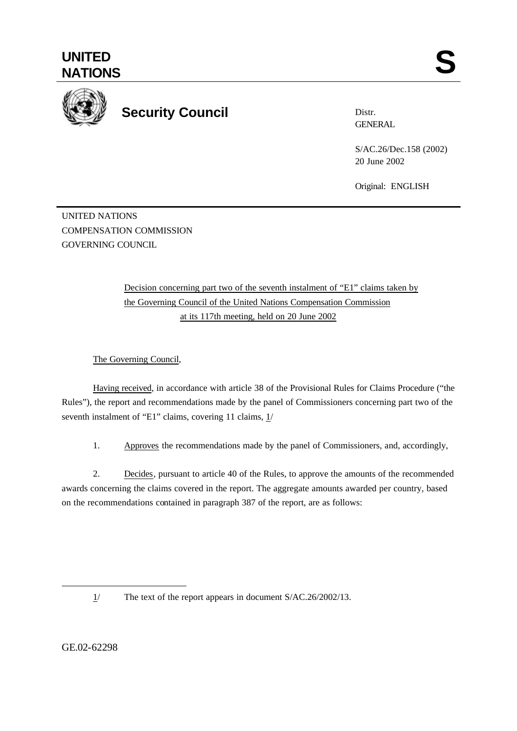# UNITED NATIONS

**S**

## Security Council

Distr.
GENERAL

S/AC.26/Dec.158 (2002)
20 June 2002

Original: ENGLISH

UNITED NATIONS
COMPENSATION COMMISSION
GOVERNING COUNCIL

Decision concerning part two of the seventh instalment of "E1" claims taken by the Governing Council of the United Nations Compensation Commission at its 117th meeting, held on 20 June 2002

The Governing Council,

Having received, in accordance with article 38 of the Provisional Rules for Claims Procedure ("the Rules"), the report and recommendations made by the panel of Commissioners concerning part two of the seventh instalment of "E1" claims, covering 11 claims, 1/

1. Approves the recommendations made by the panel of Commissioners, and, accordingly,

2. Decides, pursuant to article 40 of the Rules, to approve the amounts of the recommended awards concerning the claims covered in the report. The aggregate amounts awarded per country, based on the recommendations contained in paragraph 387 of the report, are as follows:

---

1/ The text of the report appears in document S/AC.26/2002/13.

GE.02-62298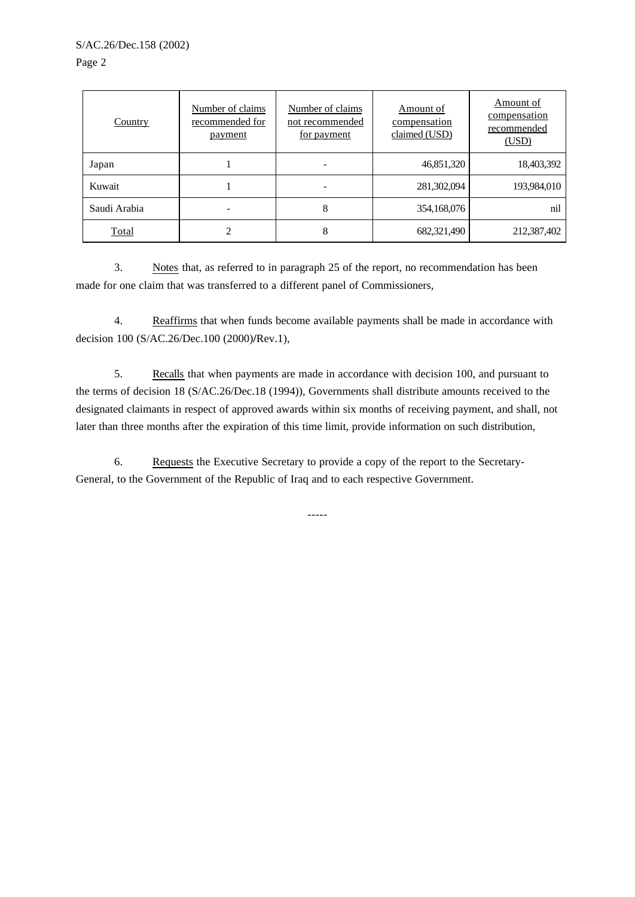| Country | Number of claims recommended for payment | Number of claims not recommended for payment | Amount of compensation claimed (USD) | Amount of compensation recommended (USD) |
|---|---|---|---|---|
| Japan | 1 | - | 46,851,320 | 18,403,392 |
| Kuwait | 1 | - | 281,302,094 | 193,984,010 |
| Saudi Arabia | - | 8 | 354,168,076 | nil |
| Total | 2 | 8 | 682,321,490 | 212,387,402 |

3. Notes that, as referred to in paragraph 25 of the report, no recommendation has been made for one claim that was transferred to a different panel of Commissioners,

4. Reaffirms that when funds become available payments shall be made in accordance with decision 100 (S/AC.26/Dec.100 (2000)/Rev.1),

5. Recalls that when payments are made in accordance with decision 100, and pursuant to the terms of decision 18 (S/AC.26/Dec.18 (1994)), Governments shall distribute amounts received to the designated claimants in respect of approved awards within six months of receiving payment, and shall, not later than three months after the expiration of this time limit, provide information on such distribution,

6. Requests the Executive Secretary to provide a copy of the report to the Secretary-General, to the Government of the Republic of Iraq and to each respective Government.

-----